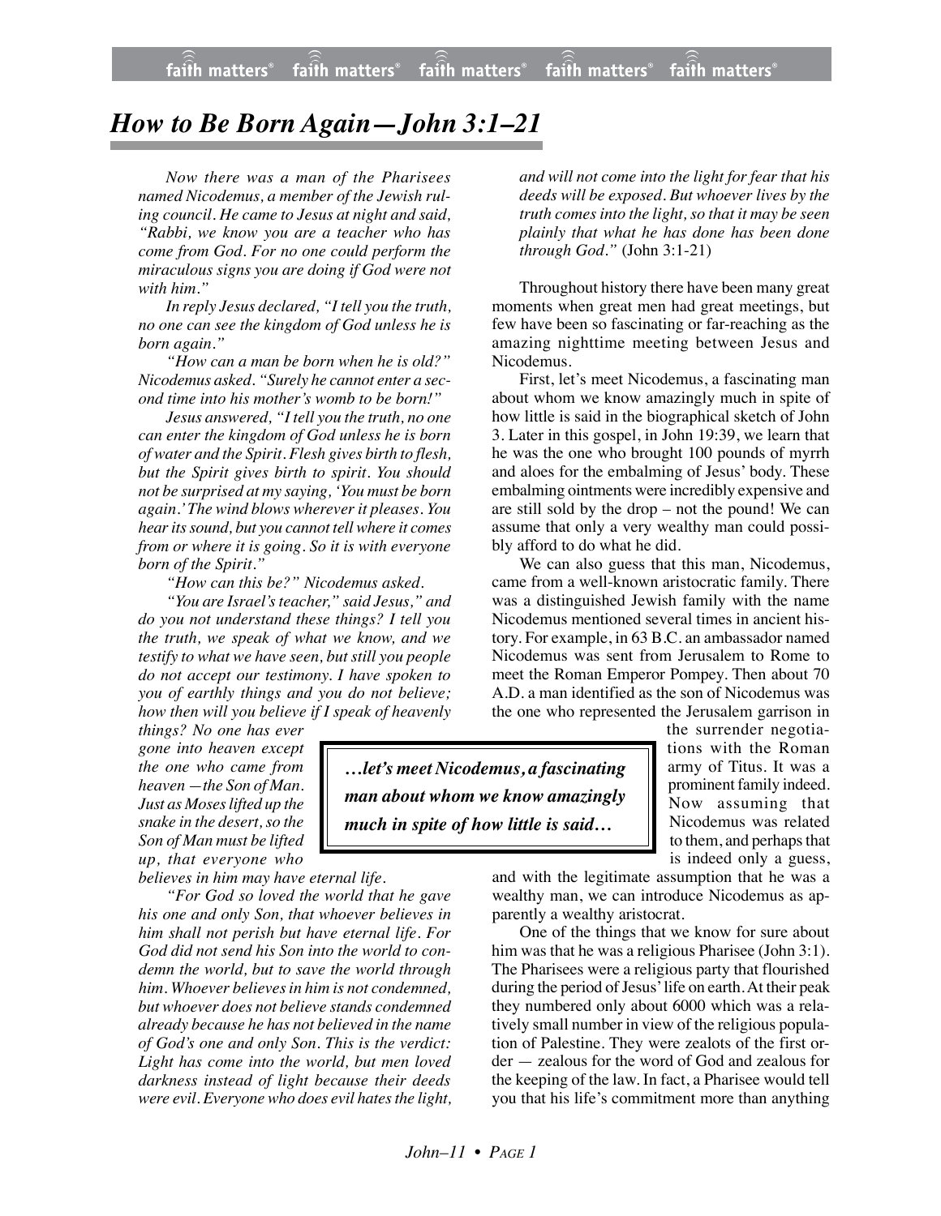# *How to Be Born Again—John 3:1–21*

*Now there was a man of the Pharisees named Nicodemus, a member of the Jewish ruling council. He came to Jesus at night and said, "Rabbi, we know you are a teacher who has come from God. For no one could perform the miraculous signs you are doing if God were not with him."*

*In reply Jesus declared, "I tell you the truth, no one can see the kingdom of God unless he is born again."*

*"How can a man be born when he is old?" Nicodemus asked. "Surely he cannot enter a second time into his mother's womb to be born!"*

*Jesus answered, "I tell you the truth, no one can enter the kingdom of God unless he is born of water and the Spirit. Flesh gives birth to flesh, but the Spirit gives birth to spirit. You should not be surprised at my saying, 'You must be born again.' The wind blows wherever it pleases. You hear its sound, but you cannot tell where it comes from or where it is going. So it is with everyone born of the Spirit."*

*"How can this be?" Nicodemus asked.*

*"You are Israel's teacher," said Jesus," and do you not understand these things? I tell you the truth, we speak of what we know, and we testify to what we have seen, but still you people do not accept our testimony. I have spoken to you of earthly things and you do not believe; how then will you believe if I speak of heavenly things? No one has ever gone into heaven except the one who came from heaven —the Son of Man. Just as Moses lifted up the snake in the desert, so the Son of Man must be lifted up, that everyone who believes in him may have eternal life.*

*"For God so loved the world that he gave his one and only Son, that whoever believes in him shall not perish but have eternal life. For God did not send his Son into the world to condemn the world, but to save the world through him. Whoever believes in him is not condemned, but whoever does not believe stands condemned already because he has not believed in the name of God's one and only Son. This is the verdict: Light has come into the world, but men loved darkness instead of light because their deeds were evil. Everyone who does evil hates the light, and will not come into the light for fear that his deeds will be exposed. But whoever lives by the truth comes into the light, so that it may be seen plainly that what he has done has been done through God."* (John 3:1-21)

Throughout history there have been many great moments when great men had great meetings, but few have been so fascinating or far-reaching as the amazing nighttime meeting between Jesus and Nicodemus.

First, let's meet Nicodemus, a fascinating man about whom we know amazingly much in spite of how little is said in the biographical sketch of John 3. Later in this gospel, in John 19:39, we learn that he was the one who brought 100 pounds of myrrh and aloes for the embalming of Jesus' body. These embalming ointments were incredibly expensive and are still sold by the drop – not the pound! We can assume that only a very wealthy man could possibly afford to do what he did.

We can also guess that this man, Nicodemus, came from a well-known aristocratic family. There was a distinguished Jewish family with the name Nicodemus mentioned several times in ancient history. For example, in 63 B.C. an ambassador named Nicodemus was sent from Jerusalem to Rome to meet the Roman Emperor Pompey. Then about 70 A.D. a man identified as the son of Nicodemus was the one who represented the Jerusalem garrison in the surrender negotiations with the Roman army of Titus. It was a prominent family indeed. Now assuming that Nicodemus was related to them, and perhaps that is indeed only a guess, and with the legitimate assumption that he was a wealthy man, we can introduce Nicodemus as apparently a wealthy aristocrat.

> ***…let's meet Nicodemus, a fascinating man about whom we know amazingly much in spite of how little is said…***

One of the things that we know for sure about him was that he was a religious Pharisee (John 3:1). The Pharisees were a religious party that flourished during the period of Jesus' life on earth. At their peak they numbered only about 6000 which was a relatively small number in view of the religious population of Palestine. They were zealots of the first order — zealous for the word of God and zealous for the keeping of the law. In fact, a Pharisee would tell you that his life's commitment more than anything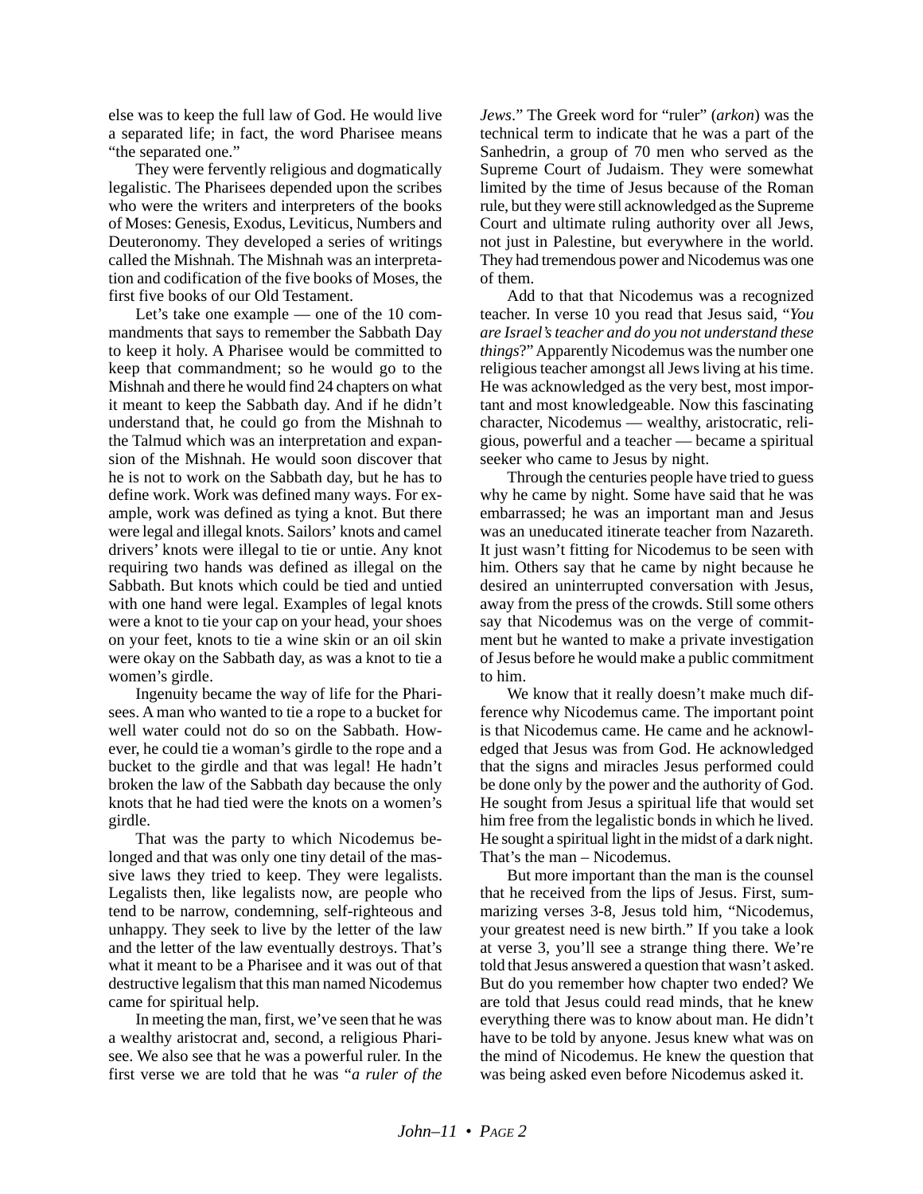else was to keep the full law of God. He would live a separated life; in fact, the word Pharisee means "the separated one."

They were fervently religious and dogmatically legalistic. The Pharisees depended upon the scribes who were the writers and interpreters of the books of Moses: Genesis, Exodus, Leviticus, Numbers and Deuteronomy. They developed a series of writings called the Mishnah. The Mishnah was an interpretation and codification of the five books of Moses, the first five books of our Old Testament.

Let's take one example — one of the 10 commandments that says to remember the Sabbath Day to keep it holy. A Pharisee would be committed to keep that commandment; so he would go to the Mishnah and there he would find 24 chapters on what it meant to keep the Sabbath day. And if he didn't understand that, he could go from the Mishnah to the Talmud which was an interpretation and expansion of the Mishnah. He would soon discover that he is not to work on the Sabbath day, but he has to define work. Work was defined many ways. For example, work was defined as tying a knot. But there were legal and illegal knots. Sailors' knots and camel drivers' knots were illegal to tie or untie. Any knot requiring two hands was defined as illegal on the Sabbath. But knots which could be tied and untied with one hand were legal. Examples of legal knots were a knot to tie your cap on your head, your shoes on your feet, knots to tie a wine skin or an oil skin were okay on the Sabbath day, as was a knot to tie a women's girdle.

Ingenuity became the way of life for the Pharisees. A man who wanted to tie a rope to a bucket for well water could not do so on the Sabbath. However, he could tie a woman's girdle to the rope and a bucket to the girdle and that was legal! He hadn't broken the law of the Sabbath day because the only knots that he had tied were the knots on a women's girdle.

That was the party to which Nicodemus belonged and that was only one tiny detail of the massive laws they tried to keep. They were legalists. Legalists then, like legalists now, are people who tend to be narrow, condemning, self-righteous and unhappy. They seek to live by the letter of the law and the letter of the law eventually destroys. That's what it meant to be a Pharisee and it was out of that destructive legalism that this man named Nicodemus came for spiritual help.

In meeting the man, first, we've seen that he was a wealthy aristocrat and, second, a religious Pharisee. We also see that he was a powerful ruler. In the first verse we are told that he was "*a ruler of the Jews*." The Greek word for "ruler" (*arkon*) was the technical term to indicate that he was a part of the Sanhedrin, a group of 70 men who served as the Supreme Court of Judaism. They were somewhat limited by the time of Jesus because of the Roman rule, but they were still acknowledged as the Supreme Court and ultimate ruling authority over all Jews, not just in Palestine, but everywhere in the world. They had tremendous power and Nicodemus was one of them.

Add to that that Nicodemus was a recognized teacher. In verse 10 you read that Jesus said, "*You are Israel's teacher and do you not understand these things*?" Apparently Nicodemus was the number one religious teacher amongst all Jews living at his time. He was acknowledged as the very best, most important and most knowledgeable. Now this fascinating character, Nicodemus — wealthy, aristocratic, religious, powerful and a teacher — became a spiritual seeker who came to Jesus by night.

Through the centuries people have tried to guess why he came by night. Some have said that he was embarrassed; he was an important man and Jesus was an uneducated itinerate teacher from Nazareth. It just wasn't fitting for Nicodemus to be seen with him. Others say that he came by night because he desired an uninterrupted conversation with Jesus, away from the press of the crowds. Still some others say that Nicodemus was on the verge of commitment but he wanted to make a private investigation of Jesus before he would make a public commitment to him.

We know that it really doesn't make much difference why Nicodemus came. The important point is that Nicodemus came. He came and he acknowledged that Jesus was from God. He acknowledged that the signs and miracles Jesus performed could be done only by the power and the authority of God. He sought from Jesus a spiritual life that would set him free from the legalistic bonds in which he lived. He sought a spiritual light in the midst of a dark night. That's the man – Nicodemus.

But more important than the man is the counsel that he received from the lips of Jesus. First, summarizing verses 3-8, Jesus told him, "Nicodemus, your greatest need is new birth." If you take a look at verse 3, you'll see a strange thing there. We're told that Jesus answered a question that wasn't asked. But do you remember how chapter two ended? We are told that Jesus could read minds, that he knew everything there was to know about man. He didn't have to be told by anyone. Jesus knew what was on the mind of Nicodemus. He knew the question that was being asked even before Nicodemus asked it.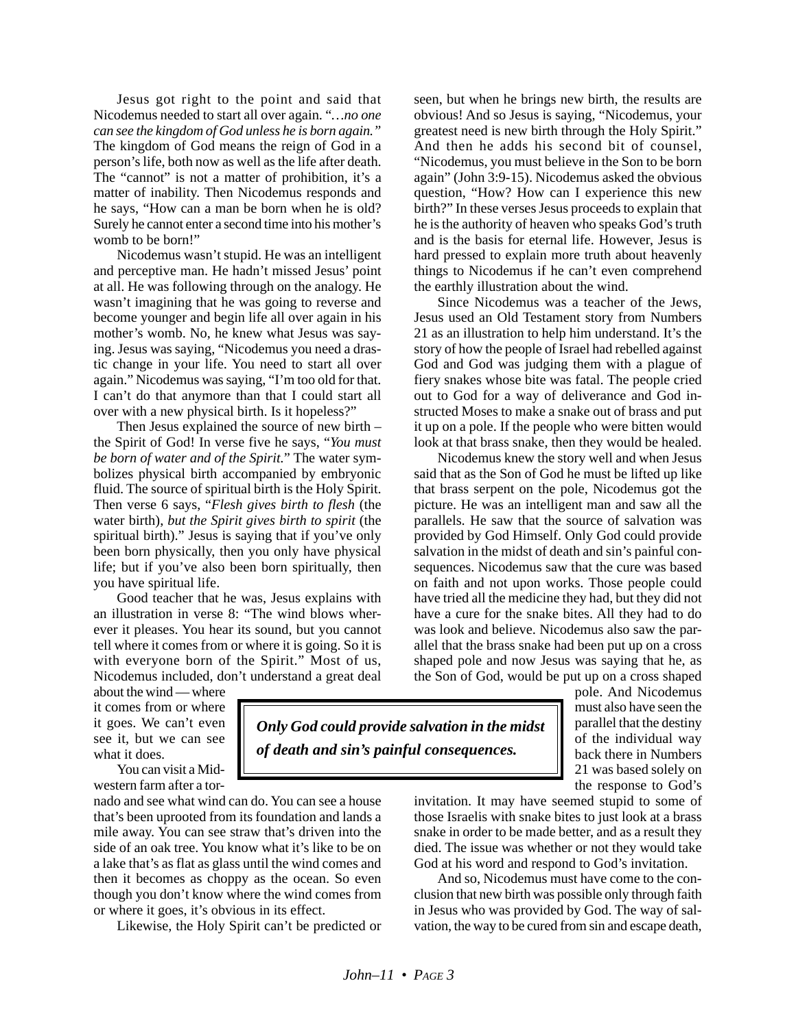Jesus got right to the point and said that Nicodemus needed to start all over again. "*…no one can see the kingdom of God unless he is born again."* The kingdom of God means the reign of God in a person's life, both now as well as the life after death. The "cannot" is not a matter of prohibition, it's a matter of inability. Then Nicodemus responds and he says, "How can a man be born when he is old? Surely he cannot enter a second time into his mother's womb to be born!"

Nicodemus wasn't stupid. He was an intelligent and perceptive man. He hadn't missed Jesus' point at all. He was following through on the analogy. He wasn't imagining that he was going to reverse and become younger and begin life all over again in his mother's womb. No, he knew what Jesus was saying. Jesus was saying, "Nicodemus you need a drastic change in your life. You need to start all over again." Nicodemus was saying, "I'm too old for that. I can't do that anymore than that I could start all over with a new physical birth. Is it hopeless?"

Then Jesus explained the source of new birth – the Spirit of God! In verse five he says, "*You must be born of water and of the Spirit.*" The water symbolizes physical birth accompanied by embryonic fluid. The source of spiritual birth is the Holy Spirit. Then verse 6 says, "*Flesh gives birth to flesh* (the water birth)*, but the Spirit gives birth to spirit* (the spiritual birth)." Jesus is saying that if you've only been born physically, then you only have physical life; but if you've also been born spiritually, then you have spiritual life.

Good teacher that he was, Jesus explains with an illustration in verse 8: "The wind blows wherever it pleases. You hear its sound, but you cannot tell where it comes from or where it is going. So it is with everyone born of the Spirit." Most of us, Nicodemus included, don't understand a great deal about the wind — where it comes from or where it goes. We can't even see it, but we can see what it does.

You can visit a Midwestern farm after a tornado and see what wind can do. You can see a house that's been uprooted from its foundation and lands a mile away. You can see straw that's driven into the side of an oak tree. You know what it's like to be on a lake that's as flat as glass until the wind comes and then it becomes as choppy as the ocean. So even though you don't know where the wind comes from or where it goes, it's obvious in its effect.

Likewise, the Holy Spirit can't be predicted or seen, but when he brings new birth, the results are obvious! And so Jesus is saying, "Nicodemus, your greatest need is new birth through the Holy Spirit." And then he adds his second bit of counsel, "Nicodemus, you must believe in the Son to be born again" (John 3:9-15). Nicodemus asked the obvious question, "How? How can I experience this new birth?" In these verses Jesus proceeds to explain that he is the authority of heaven who speaks God's truth and is the basis for eternal life. However, Jesus is hard pressed to explain more truth about heavenly things to Nicodemus if he can't even comprehend the earthly illustration about the wind.

Since Nicodemus was a teacher of the Jews, Jesus used an Old Testament story from Numbers 21 as an illustration to help him understand. It's the story of how the people of Israel had rebelled against God and God was judging them with a plague of fiery snakes whose bite was fatal. The people cried out to God for a way of deliverance and God instructed Moses to make a snake out of brass and put it up on a pole. If the people who were bitten would look at that brass snake, then they would be healed.

Nicodemus knew the story well and when Jesus said that as the Son of God he must be lifted up like that brass serpent on the pole, Nicodemus got the picture. He was an intelligent man and saw all the parallels. He saw that the source of salvation was provided by God Himself. Only God could provide salvation in the midst of death and sin's painful consequences. Nicodemus saw that the cure was based on faith and not upon works. Those people could have tried all the medicine they had, but they did not have a cure for the snake bites. All they had to do was look and believe. Nicodemus also saw the parallel that the brass snake had been put up on a cross shaped pole and now Jesus was saying that he, as the Son of God, would be put up on a cross shaped pole. And Nicodemus must also have seen the parallel that the destiny of the individual way back there in Numbers 21 was based solely on the response to God's invitation. It may have seemed stupid to some of those Israelis with snake bites to just look at a brass snake in order to be made better, and as a result they died. The issue was whether or not they would take God at his word and respond to God's invitation.

> ***Only God could provide salvation in the midst of death and sin's painful consequences.***

And so, Nicodemus must have come to the conclusion that new birth was possible only through faith in Jesus who was provided by God. The way of salvation, the way to be cured from sin and escape death,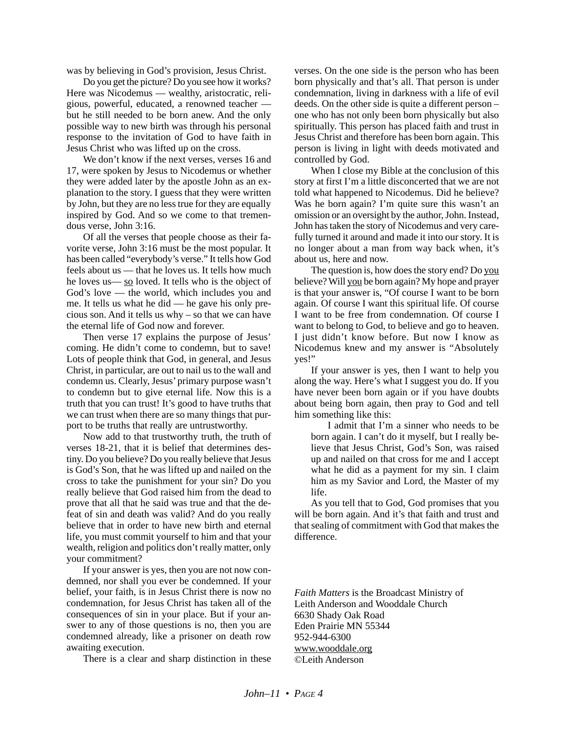was by believing in God's provision, Jesus Christ.

Do you get the picture? Do you see how it works? Here was Nicodemus — wealthy, aristocratic, religious, powerful, educated, a renowned teacher — but he still needed to be born anew. And the only possible way to new birth was through his personal response to the invitation of God to have faith in Jesus Christ who was lifted up on the cross.

We don't know if the next verses, verses 16 and 17, were spoken by Jesus to Nicodemus or whether they were added later by the apostle John as an explanation to the story. I guess that they were written by John, but they are no less true for they are equally inspired by God. And so we come to that tremendous verse, John 3:16.

Of all the verses that people choose as their favorite verse, John 3:16 must be the most popular. It has been called "everybody's verse." It tells how God feels about us — that he loves us. It tells how much he loves us— <u>so</u> loved. It tells who is the object of God's love — the world, which includes you and me. It tells us what he did — he gave his only precious son. And it tells us why – so that we can have the eternal life of God now and forever.

Then verse 17 explains the purpose of Jesus' coming. He didn't come to condemn, but to save! Lots of people think that God, in general, and Jesus Christ, in particular, are out to nail us to the wall and condemn us. Clearly, Jesus' primary purpose wasn't to condemn but to give eternal life. Now this is a truth that you can trust! It's good to have truths that we can trust when there are so many things that purport to be truths that really are untrustworthy.

Now add to that trustworthy truth, the truth of verses 18-21, that it is belief that determines destiny. Do you believe? Do you really believe that Jesus is God's Son, that he was lifted up and nailed on the cross to take the punishment for your sin? Do you really believe that God raised him from the dead to prove that all that he said was true and that the defeat of sin and death was valid? And do you really believe that in order to have new birth and eternal life, you must commit yourself to him and that your wealth, religion and politics don't really matter, only your commitment?

If your answer is yes, then you are not now condemned, nor shall you ever be condemned. If your belief, your faith, is in Jesus Christ there is now no condemnation, for Jesus Christ has taken all of the consequences of sin in your place. But if your answer to any of those questions is no, then you are condemned already, like a prisoner on death row awaiting execution.

There is a clear and sharp distinction in these verses. On the one side is the person who has been born physically and that's all. That person is under condemnation, living in darkness with a life of evil deeds. On the other side is quite a different person – one who has not only been born physically but also spiritually. This person has placed faith and trust in Jesus Christ and therefore has been born again. This person is living in light with deeds motivated and controlled by God.

When I close my Bible at the conclusion of this story at first I'm a little disconcerted that we are not told what happened to Nicodemus. Did he believe? Was he born again? I'm quite sure this wasn't an omission or an oversight by the author, John. Instead, John has taken the story of Nicodemus and very carefully turned it around and made it into our story. It is no longer about a man from way back when, it's about us, here and now.

The question is, how does the story end? Do <u>you</u> believe? Will <u>you</u> be born again? My hope and prayer is that your answer is, "Of course I want to be born again. Of course I want this spiritual life. Of course I want to be free from condemnation. Of course I want to belong to God, to believe and go to heaven. I just didn't know before. But now I know as Nicodemus knew and my answer is "Absolutely yes!"

If your answer is yes, then I want to help you along the way. Here's what I suggest you do. If you have never been born again or if you have doubts about being born again, then pray to God and tell him something like this:

> I admit that I'm a sinner who needs to be born again. I can't do it myself, but I really believe that Jesus Christ, God's Son, was raised up and nailed on that cross for me and I accept what he did as a payment for my sin. I claim him as my Savior and Lord, the Master of my life.

As you tell that to God, God promises that you will be born again. And it's that faith and trust and that sealing of commitment with God that makes the difference.

*Faith Matters* is the Broadcast Ministry of
Leith Anderson and Wooddale Church
6630 Shady Oak Road
Eden Prairie MN 55344
952-944-6300
<u>www.wooddale.org</u>
©Leith Anderson